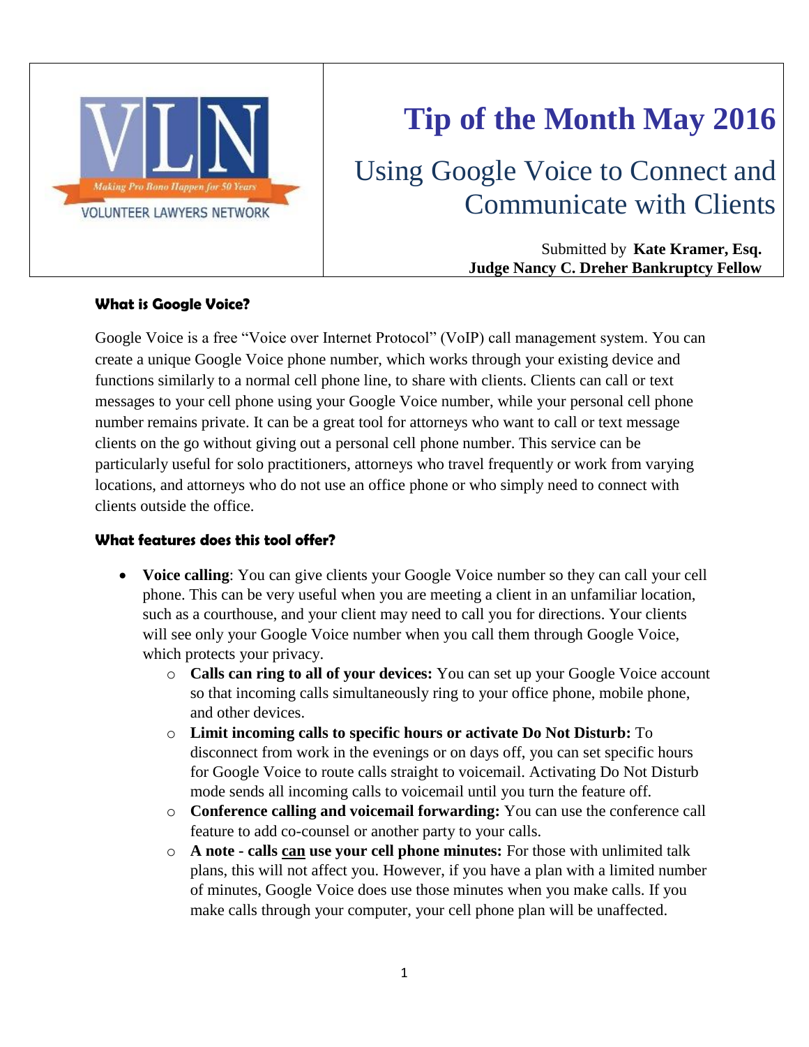VLN

Making Pro Bono Happen for 50 Years

VOLUNTEER LAWYERS NETWORK

# Tip of the Month May 2016

## Using Google Voice to Connect and Communicate with Clients

Submitted by **Kate Kramer, Esq.**
**Judge Nancy C. Dreher Bankruptcy Fellow**

### What is Google Voice?

Google Voice is a free "Voice over Internet Protocol" (VoIP) call management system. You can create a unique Google Voice phone number, which works through your existing device and functions similarly to a normal cell phone line, to share with clients. Clients can call or text messages to your cell phone using your Google Voice number, while your personal cell phone number remains private. It can be a great tool for attorneys who want to call or text message clients on the go without giving out a personal cell phone number. This service can be particularly useful for solo practitioners, attorneys who travel frequently or work from varying locations, and attorneys who do not use an office phone or who simply need to connect with clients outside the office.

### What features does this tool offer?

- **Voice calling**: You can give clients your Google Voice number so they can call your cell phone. This can be very useful when you are meeting a client in an unfamiliar location, such as a courthouse, and your client may need to call you for directions. Your clients will see only your Google Voice number when you call them through Google Voice, which protects your privacy.
    - **Calls can ring to all of your devices:** You can set up your Google Voice account so that incoming calls simultaneously ring to your office phone, mobile phone, and other devices.
    - **Limit incoming calls to specific hours or activate Do Not Disturb:** To disconnect from work in the evenings or on days off, you can set specific hours for Google Voice to route calls straight to voicemail. Activating Do Not Disturb mode sends all incoming calls to voicemail until you turn the feature off.
    - **Conference calling and voicemail forwarding:** You can use the conference call feature to add co-counsel or another party to your calls.
    - **A note - calls <u>can</u> use your cell phone minutes:** For those with unlimited talk plans, this will not affect you. However, if you have a plan with a limited number of minutes, Google Voice does use those minutes when you make calls. If you make calls through your computer, your cell phone plan will be unaffected.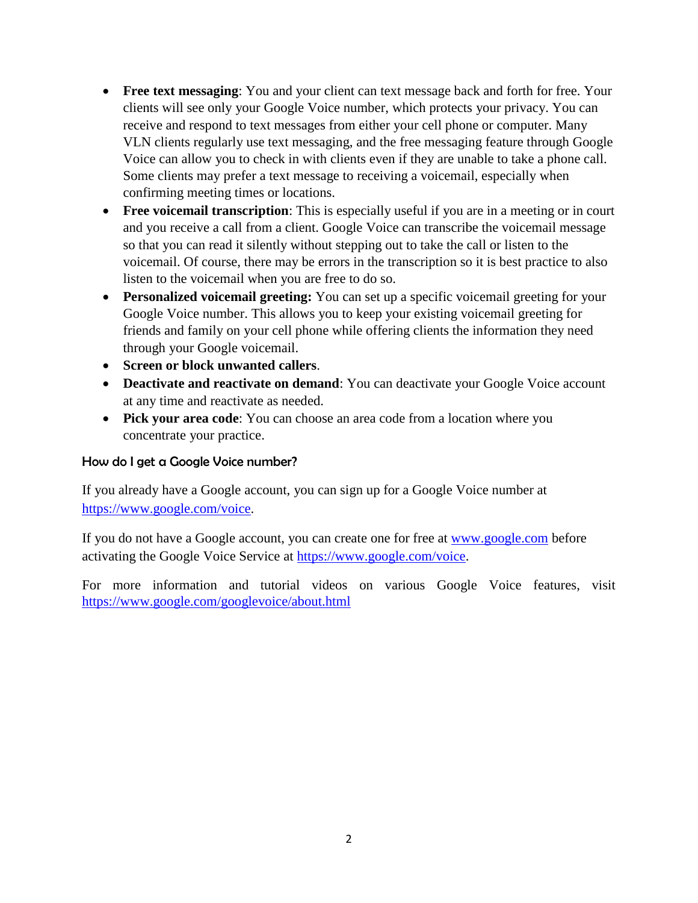- **Free text messaging**: You and your client can text message back and forth for free. Your clients will see only your Google Voice number, which protects your privacy. You can receive and respond to text messages from either your cell phone or computer. Many VLN clients regularly use text messaging, and the free messaging feature through Google Voice can allow you to check in with clients even if they are unable to take a phone call. Some clients may prefer a text message to receiving a voicemail, especially when confirming meeting times or locations.
- **Free voicemail transcription**: This is especially useful if you are in a meeting or in court and you receive a call from a client. Google Voice can transcribe the voicemail message so that you can read it silently without stepping out to take the call or listen to the voicemail. Of course, there may be errors in the transcription so it is best practice to also listen to the voicemail when you are free to do so.
- **Personalized voicemail greeting:** You can set up a specific voicemail greeting for your Google Voice number. This allows you to keep your existing voicemail greeting for friends and family on your cell phone while offering clients the information they need through your Google voicemail.
- **Screen or block unwanted callers**.
- **Deactivate and reactivate on demand**: You can deactivate your Google Voice account at any time and reactivate as needed.
- **Pick your area code**: You can choose an area code from a location where you concentrate your practice.

### How do I get a Google Voice number?

If you already have a Google account, you can sign up for a Google Voice number at https://www.google.com/voice.

If you do not have a Google account, you can create one for free at www.google.com before activating the Google Voice Service at https://www.google.com/voice.

For more information and tutorial videos on various Google Voice features, visit https://www.google.com/googlevoice/about.html